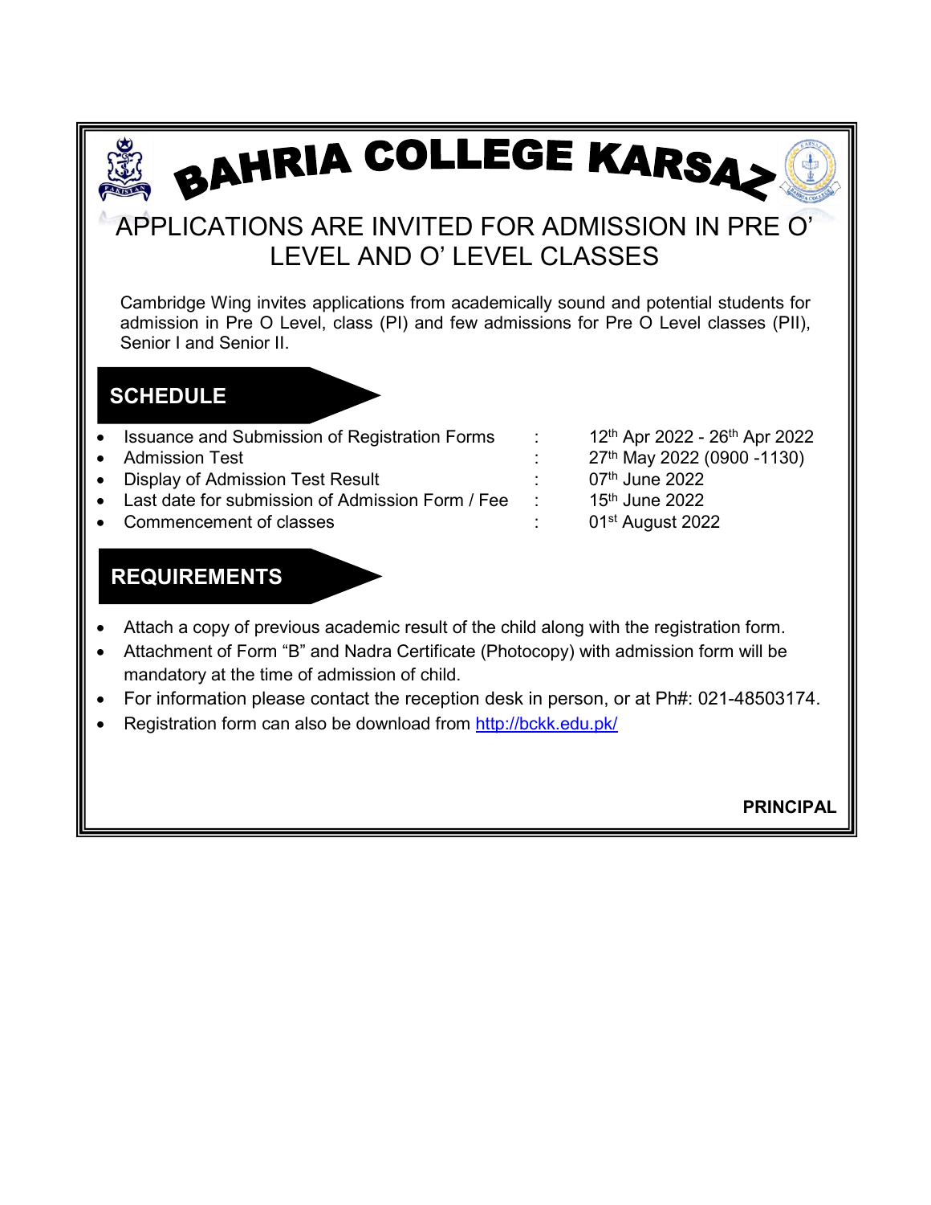# BAHRIA COLLEGE KARSAZ

## APPLICATIONS ARE INVITED FOR ADMISSION IN PRE O' LEVEL AND O' LEVEL CLASSES

Cambridge Wing invites applications from academically sound and potential students for admission in Pre O Level, class (PI) and few admissions for Pre O Level classes (PII), Senior I and Senior II.

### SCHEDULE

| | | |
|---|---|---|
| • Issuance and Submission of Registration Forms | : | 12th Apr 2022 - 26th Apr 2022 |
| • Admission Test | : | 27th May 2022 (0900 -1130) |
| • Display of Admission Test Result | : | 07th June 2022 |
| • Last date for submission of Admission Form / Fee | : | 15th June 2022 |
| • Commencement of classes | : | 01st August 2022 |

### REQUIREMENTS

- Attach a copy of previous academic result of the child along with the registration form.
- Attachment of Form "B" and Nadra Certificate (Photocopy) with admission form will be mandatory at the time of admission of child.
- For information please contact the reception desk in person, or at Ph#: 021-48503174.
- Registration form can also be download from http://bckk.edu.pk/

**PRINCIPAL**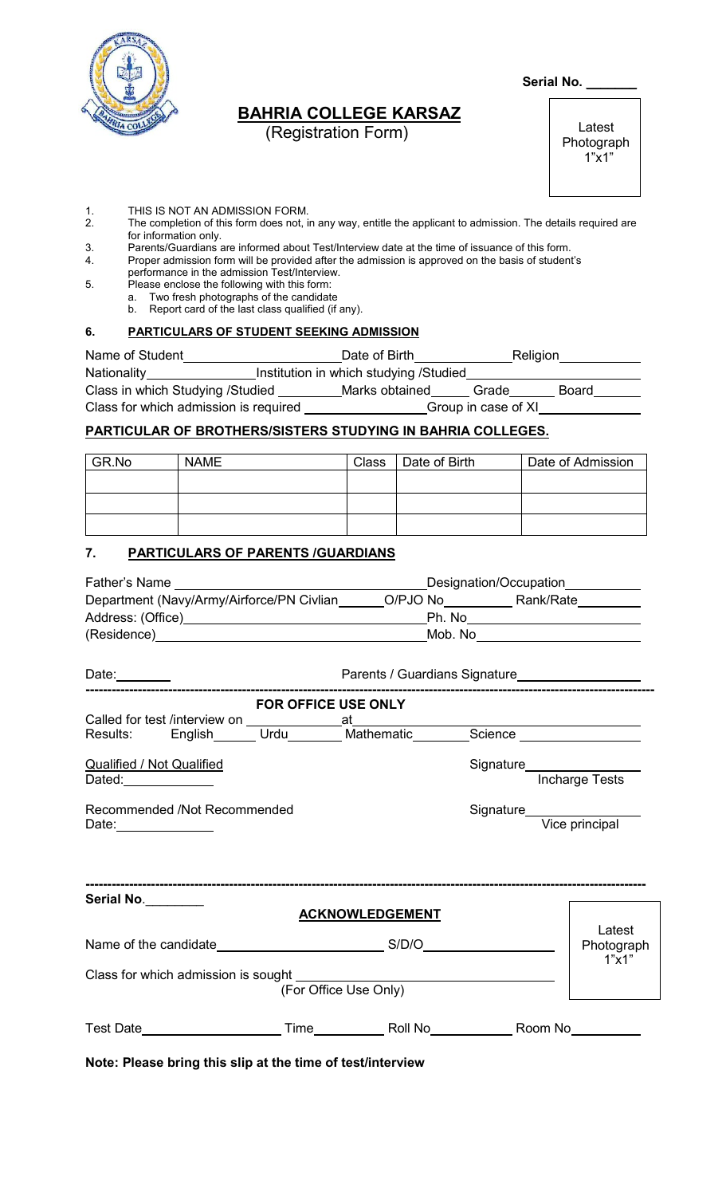Serial No. _______

# BAHRIA COLLEGE KARSAZ

(Registration Form)

Latest Photograph 1"x1"

1. THIS IS NOT AN ADMISSION FORM.
2. The completion of this form does not, in any way, entitle the applicant to admission. The details required are for information only.
3. Parents/Guardians are informed about Test/Interview date at the time of issuance of this form.
4. Proper admission form will be provided after the admission is approved on the basis of student's performance in the admission Test/Interview.
5. Please enclose the following with this form:
   a. Two fresh photographs of the candidate
   b. Report card of the last class qualified (if any).

## 6. PARTICULARS OF STUDENT SEEKING ADMISSION

Name of Student__________________ Date of Birth____________ Religion__________

Nationality______________ Institution in which studying /Studied____________________

Class in which Studying /Studied ________ Marks obtained_____ Grade______ Board______

Class for which admission is required ________________ Group in case of XI____________

## PARTICULAR OF BROTHERS/SISTERS STUDYING IN BAHRIA COLLEGES.

| GR.No | NAME | Class | Date of Birth | Date of Admission |
|---|---|---|---|---|
| | | | | |
| | | | | |
| | | | | |

## 7. PARTICULARS OF PARENTS /GUARDIANS

Father's Name ______________________________ Designation/Occupation__________

Department (Navy/Army/Airforce/PN Civlian______ O/PJO No_________ Rank/Rate_________

Address: (Office)______________________________ Ph. No______________________

(Residence)__________________________________ Mob. No_____________________

Date:________ Parents / Guardians Signature________________

---

**FOR OFFICE USE ONLY**

Called for test /interview on ____________ at ______________________________

Results: English______ Urdu_______ Mathematic_______ Science ________________

Qualified / Not Qualified Signature________________
Dated:____________ Incharge Tests

Recommended /Not Recommended Signature________________
Date:_____________ Vice principal

---

Serial No.________

**ACKNOWLEDGEMENT**

Latest Photograph 1"x1"

Name of the candidate_____________________ S/D/O_________________

Class for which admission is sought _____________________________________
(For Office Use Only)

Test Date___________________ Time__________ Roll No___________ Room No_________

**Note: Please bring this slip at the time of test/interview**